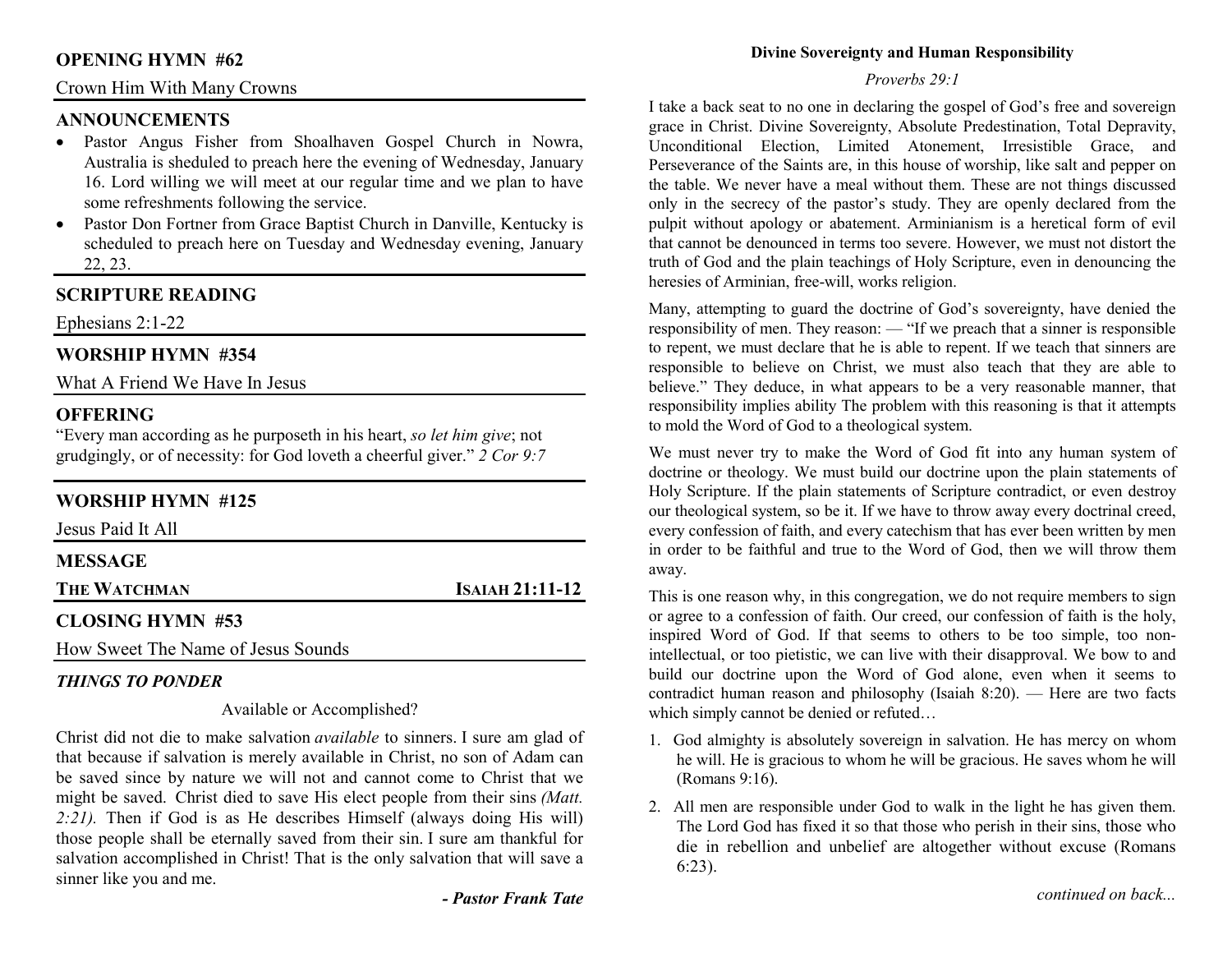## OPENING HYMN #62

Crown Him With Many Crowns

## ANNOUNCEMENTS

- Pastor Angus Fisher from Shoalhaven Gospel Church in Nowra, Australia is sheduled to preach here the evening of Wednesday, January 16. Lord willing we will meet at our regular time and we plan to have some refreshments following the service.
- Pastor Don Fortner from Grace Baptist Church in Danville, Kentucky is scheduled to preach here on Tuesday and Wednesday evening, January 22, 23.

## SCRIPTURE READING

Ephesians 2:1-22

## WORSHIP HYMN #354

What A Friend We Have In Jesus

## OFFERING

"Every man according as he purposeth in his heart, *so let him give*; not grudgingly, or of necessity: for God loveth a cheerful giver." *2 Cor 9:7*

## WORSHIP HYMN #125

Jesus Paid It All

## MESSAGE

**THE WATCHMAN** **ISAIAH 21:11-12**

## CLOSING HYMN #53

How Sweet The Name of Jesus Sounds

### *THINGS TO PONDER*

Available or Accomplished?

Christ did not die to make salvation *available* to sinners. I sure am glad of that because if salvation is merely available in Christ, no son of Adam can be saved since by nature we will not and cannot come to Christ that we might be saved. Christ died to save His elect people from their sins *(Matt. 2:21).* Then if God is as He describes Himself (always doing His will) those people shall be eternally saved from their sin. I sure am thankful for salvation accomplished in Christ! That is the only salvation that will save a sinner like you and me.

***- Pastor Frank Tate***

### Divine Sovereignty and Human Responsibility

*Proverbs 29:1*

I take a back seat to no one in declaring the gospel of God's free and sovereign grace in Christ. Divine Sovereignty, Absolute Predestination, Total Depravity, Unconditional Election, Limited Atonement, Irresistible Grace, and Perseverance of the Saints are, in this house of worship, like salt and pepper on the table. We never have a meal without them. These are not things discussed only in the secrecy of the pastor's study. They are openly declared from the pulpit without apology or abatement. Arminianism is a heretical form of evil that cannot be denounced in terms too severe. However, we must not distort the truth of God and the plain teachings of Holy Scripture, even in denouncing the heresies of Arminian, free-will, works religion.

Many, attempting to guard the doctrine of God's sovereignty, have denied the responsibility of men. They reason: — "If we preach that a sinner is responsible to repent, we must declare that he is able to repent. If we teach that sinners are responsible to believe on Christ, we must also teach that they are able to believe." They deduce, in what appears to be a very reasonable manner, that responsibility implies ability The problem with this reasoning is that it attempts to mold the Word of God to a theological system.

We must never try to make the Word of God fit into any human system of doctrine or theology. We must build our doctrine upon the plain statements of Holy Scripture. If the plain statements of Scripture contradict, or even destroy our theological system, so be it. If we have to throw away every doctrinal creed, every confession of faith, and every catechism that has ever been written by men in order to be faithful and true to the Word of God, then we will throw them away.

This is one reason why, in this congregation, we do not require members to sign or agree to a confession of faith. Our creed, our confession of faith is the holy, inspired Word of God. If that seems to others to be too simple, too non-intellectual, or too pietistic, we can live with their disapproval. We bow to and build our doctrine upon the Word of God alone, even when it seems to contradict human reason and philosophy (Isaiah 8:20). — Here are two facts which simply cannot be denied or refuted…

1. God almighty is absolutely sovereign in salvation. He has mercy on whom he will. He is gracious to whom he will be gracious. He saves whom he will (Romans 9:16).
2. All men are responsible under God to walk in the light he has given them. The Lord God has fixed it so that those who perish in their sins, those who die in rebellion and unbelief are altogether without excuse (Romans 6:23).

*continued on back...*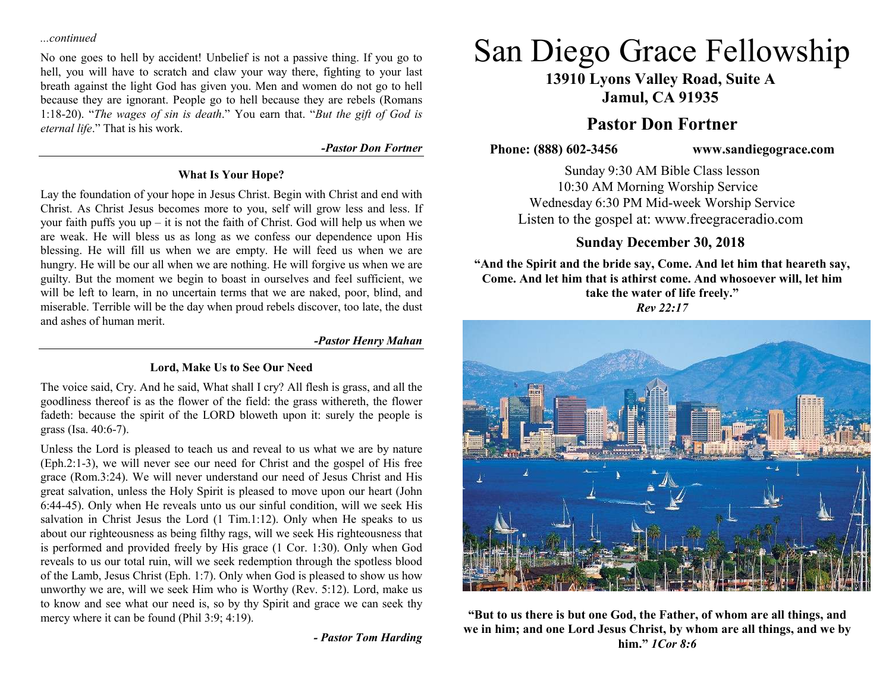*...continued*

No one goes to hell by accident! Unbelief is not a passive thing. If you go to hell, you will have to scratch and claw your way there, fighting to your last breath against the light God has given you. Men and women do not go to hell because they are ignorant. People go to hell because they are rebels (Romans 1:18-20). "*The wages of sin is death*." You earn that. "*But the gift of God is eternal life*." That is his work.

***-Pastor Don Fortner***

---

### What Is Your Hope?

Lay the foundation of your hope in Jesus Christ. Begin with Christ and end with Christ. As Christ Jesus becomes more to you, self will grow less and less. If your faith puffs you up – it is not the faith of Christ. God will help us when we are weak. He will bless us as long as we confess our dependence upon His blessing. He will fill us when we are empty. He will feed us when we are hungry. He will be our all when we are nothing. He will forgive us when we are guilty. But the moment we begin to boast in ourselves and feel sufficient, we will be left to learn, in no uncertain terms that we are naked, poor, blind, and miserable. Terrible will be the day when proud rebels discover, too late, the dust and ashes of human merit.

***-Pastor Henry Mahan***

---

### Lord, Make Us to See Our Need

The voice said, Cry. And he said, What shall I cry? All flesh is grass, and all the goodliness thereof is as the flower of the field: the grass withereth, the flower fadeth: because the spirit of the LORD bloweth upon it: surely the people is grass (Isa. 40:6-7).

Unless the Lord is pleased to teach us and reveal to us what we are by nature (Eph.2:1-3), we will never see our need for Christ and the gospel of His free grace (Rom.3:24). We will never understand our need of Jesus Christ and His great salvation, unless the Holy Spirit is pleased to move upon our heart (John 6:44-45). Only when He reveals unto us our sinful condition, will we seek His salvation in Christ Jesus the Lord (1 Tim.1:12). Only when He speaks to us about our righteousness as being filthy rags, will we seek His righteousness that is performed and provided freely by His grace (1 Cor. 1:30). Only when God reveals to us our total ruin, will we seek redemption through the spotless blood of the Lamb, Jesus Christ (Eph. 1:7). Only when God is pleased to show us how unworthy we are, will we seek Him who is Worthy (Rev. 5:12). Lord, make us to know and see what our need is, so by thy Spirit and grace we can seek thy mercy where it can be found (Phil 3:9; 4:19).

***- Pastor Tom Harding***

# San Diego Grace Fellowship

**13910 Lyons Valley Road, Suite A**
**Jamul, CA 91935**

## Pastor Don Fortner

**Phone: (888) 602-3456** **www.sandiegograce.com**

Sunday 9:30 AM Bible Class lesson
10:30 AM Morning Worship Service
Wednesday 6:30 PM Mid-week Worship Service
Listen to the gospel at: www.freegraceradio.com

### Sunday December 30, 2018

**"And the Spirit and the bride say, Come. And let him that heareth say, Come. And let him that is athirst come. And whosoever will, let him take the water of life freely."**
***Rev 22:17***

**"But to us there is but one God, the Father, of whom are all things, and we in him; and one Lord Jesus Christ, by whom are all things, and we by him."** ***1Cor 8:6***